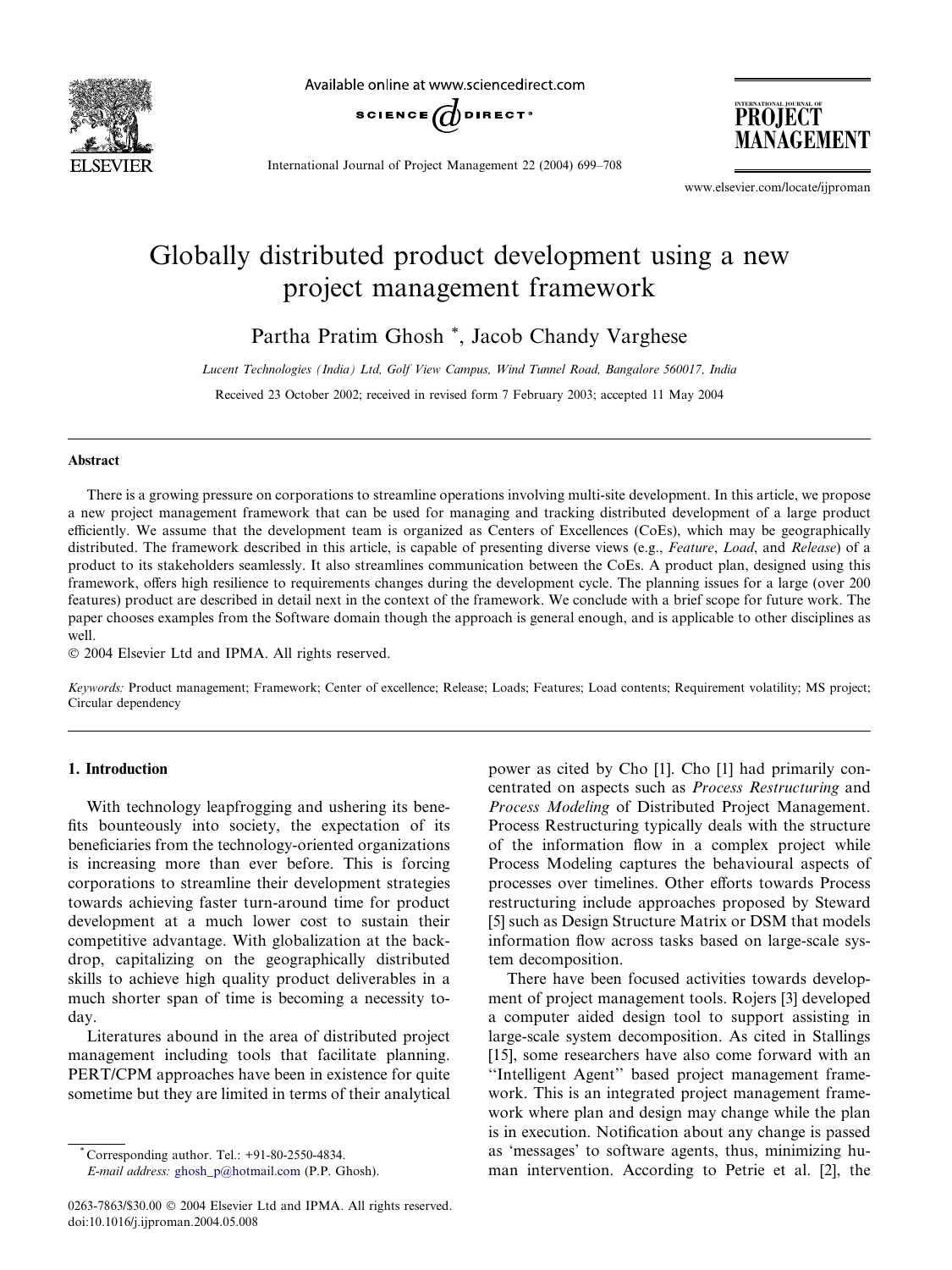# Globally distributed product development using a new project management framework

Partha Pratim Ghosh *, Jacob Chandy Varghese

*Lucent Technologies (India) Ltd, Golf View Campus, Wind Tunnel Road, Bangalore 560017, India*

Received 23 October 2002; received in revised form 7 February 2003; accepted 11 May 2004

## Abstract

There is a growing pressure on corporations to streamline operations involving multi-site development. In this article, we propose a new project management framework that can be used for managing and tracking distributed development of a large product efficiently. We assume that the development team is organized as Centers of Excellences (CoEs), which may be geographically distributed. The framework described in this article, is capable of presenting diverse views (e.g., *Feature*, *Load*, and *Release*) of a product to its stakeholders seamlessly. It also streamlines communication between the CoEs. A product plan, designed using this framework, offers high resilience to requirements changes during the development cycle. The planning issues for a large (over 200 features) product are described in detail next in the context of the framework. We conclude with a brief scope for future work. The paper chooses examples from the Software domain though the approach is general enough, and is applicable to other disciplines as well.

© 2004 Elsevier Ltd and IPMA. All rights reserved.

*Keywords:* Product management; Framework; Center of excellence; Release; Loads; Features; Load contents; Requirement volatility; MS project; Circular dependency

## 1. Introduction

With technology leapfrogging and ushering its benefits bounteously into society, the expectation of its beneficiaries from the technology-oriented organizations is increasing more than ever before. This is forcing corporations to streamline their development strategies towards achieving faster turn-around time for product development at a much lower cost to sustain their competitive advantage. With globalization at the backdrop, capitalizing on the geographically distributed skills to achieve high quality product deliverables in a much shorter span of time is becoming a necessity today.

Literatures abound in the area of distributed project management including tools that facilitate planning. PERT/CPM approaches have been in existence for quite sometime but they are limited in terms of their analytical power as cited by Cho [1]. Cho [1] had primarily concentrated on aspects such as *Process Restructuring* and *Process Modeling* of Distributed Project Management. Process Restructuring typically deals with the structure of the information flow in a complex project while Process Modeling captures the behavioural aspects of processes over timelines. Other efforts towards Process restructuring include approaches proposed by Steward [5] such as Design Structure Matrix or DSM that models information flow across tasks based on large-scale system decomposition.

There have been focused activities towards development of project management tools. Rojers [3] developed a computer aided design tool to support assisting in large-scale system decomposition. As cited in Stallings [15], some researchers have also come forward with an ''Intelligent Agent'' based project management framework. This is an integrated project management framework where plan and design may change while the plan is in execution. Notification about any change is passed as 'messages' to software agents, thus, minimizing human intervention. According to Petrie et al. [2], the

* Corresponding author. Tel.: +91-80-2550-4834.
*E-mail address:* ghosh_p@hotmail.com (P.P. Ghosh).

0263-7863/$30.00 © 2004 Elsevier Ltd and IPMA. All rights reserved.
doi:10.1016/j.ijproman.2004.05.008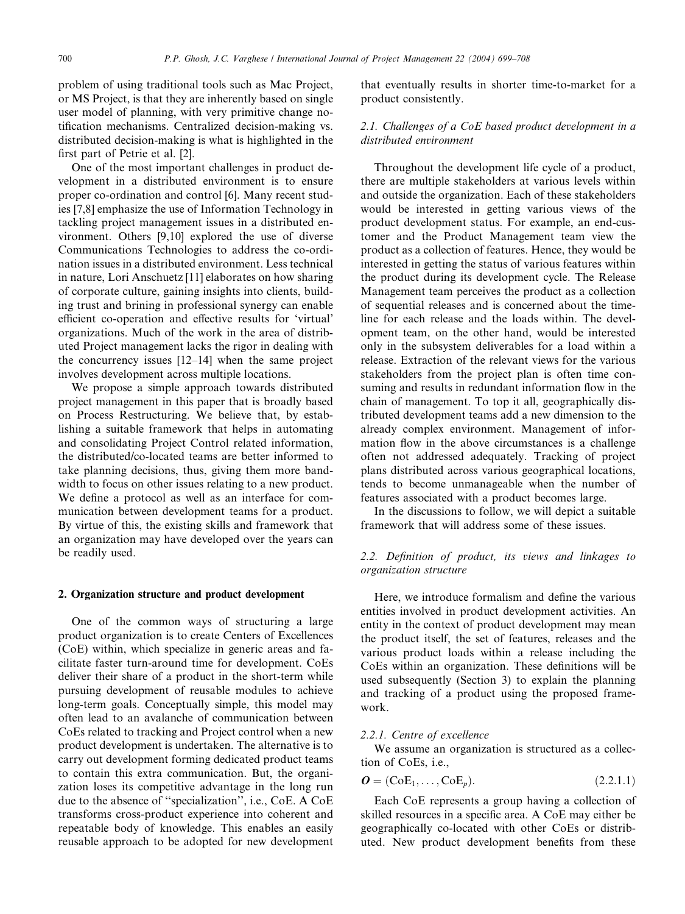problem of using traditional tools such as Mac Project, or MS Project, is that they are inherently based on single user model of planning, with very primitive change notification mechanisms. Centralized decision-making vs. distributed decision-making is what is highlighted in the first part of Petrie et al. [2].

One of the most important challenges in product development in a distributed environment is to ensure proper co-ordination and control [6]. Many recent studies [7,8] emphasize the use of Information Technology in tackling project management issues in a distributed environment. Others [9,10] explored the use of diverse Communications Technologies to address the co-ordination issues in a distributed environment. Less technical in nature, Lori Anschuetz [11] elaborates on how sharing of corporate culture, gaining insights into clients, building trust and brining in professional synergy can enable efficient co-operation and effective results for 'virtual' organizations. Much of the work in the area of distributed Project management lacks the rigor in dealing with the concurrency issues [12–14] when the same project involves development across multiple locations.

We propose a simple approach towards distributed project management in this paper that is broadly based on Process Restructuring. We believe that, by establishing a suitable framework that helps in automating and consolidating Project Control related information, the distributed/co-located teams are better informed to take planning decisions, thus, giving them more bandwidth to focus on other issues relating to a new product. We define a protocol as well as an interface for communication between development teams for a product. By virtue of this, the existing skills and framework that an organization may have developed over the years can be readily used.

## 2. Organization structure and product development

One of the common ways of structuring a large product organization is to create Centers of Excellences (CoE) within, which specialize in generic areas and facilitate faster turn-around time for development. CoEs deliver their share of a product in the short-term while pursuing development of reusable modules to achieve long-term goals. Conceptually simple, this model may often lead to an avalanche of communication between CoEs related to tracking and Project control when a new product development is undertaken. The alternative is to carry out development forming dedicated product teams to contain this extra communication. But, the organization loses its competitive advantage in the long run due to the absence of "specialization", i.e., CoE. A CoE transforms cross-product experience into coherent and repeatable body of knowledge. This enables an easily reusable approach to be adopted for new development that eventually results in shorter time-to-market for a product consistently.

### 2.1. *Challenges of a CoE based product development in a distributed environment*

Throughout the development life cycle of a product, there are multiple stakeholders at various levels within and outside the organization. Each of these stakeholders would be interested in getting various views of the product development status. For example, an end-customer and the Product Management team view the product as a collection of features. Hence, they would be interested in getting the status of various features within the product during its development cycle. The Release Management team perceives the product as a collection of sequential releases and is concerned about the timeline for each release and the loads within. The development team, on the other hand, would be interested only in the subsystem deliverables for a load within a release. Extraction of the relevant views for the various stakeholders from the project plan is often time consuming and results in redundant information flow in the chain of management. To top it all, geographically distributed development teams add a new dimension to the already complex environment. Management of information flow in the above circumstances is a challenge often not addressed adequately. Tracking of project plans distributed across various geographical locations, tends to become unmanageable when the number of features associated with a product becomes large.

In the discussions to follow, we will depict a suitable framework that will address some of these issues.

### 2.2. *Definition of product, its views and linkages to organization structure*

Here, we introduce formalism and define the various entities involved in product development activities. An entity in the context of product development may mean the product itself, the set of features, releases and the various product loads within a release including the CoEs within an organization. These definitions will be used subsequently (Section 3) to explain the planning and tracking of a product using the proposed framework.

#### 2.2.1. *Centre of excellence*

We assume an organization is structured as a collection of CoEs, i.e.,

$$\boldsymbol{O} = (\mathrm{CoE}_1, \ldots, \mathrm{CoE}_p). \tag{2.2.1.1}$$

Each CoE represents a group having a collection of skilled resources in a specific area. A CoE may either be geographically co-located with other CoEs or distributed. New product development benefits from these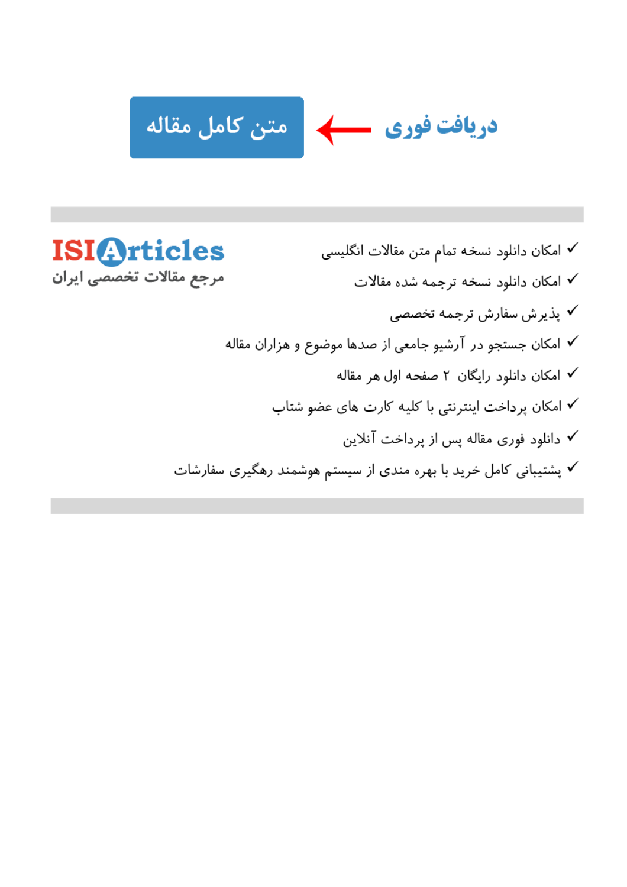دریافت فوری ← متن کامل مقاله

**ISIArticles**
مرجع مقالات تخصصی ایران

- ✓ امکان دانلود نسخه تمام متن مقالات انگلیسی
- ✓ امکان دانلود نسخه ترجمه شده مقالات
- ✓ پذیرش سفارش ترجمه تخصصی
- ✓ امکان جستجو در آرشیو جامعی از صدها موضوع و هزاران مقاله
- ✓ امکان دانلود رایگان ۲ صفحه اول هر مقاله
- ✓ امکان پرداخت اینترنتی با کلیه کارت های عضو شتاب
- ✓ دانلود فوری مقاله پس از پرداخت آنلاین
- ✓ پشتیبانی کامل خرید با بهره مندی از سیستم هوشمند رهگیری سفارشات